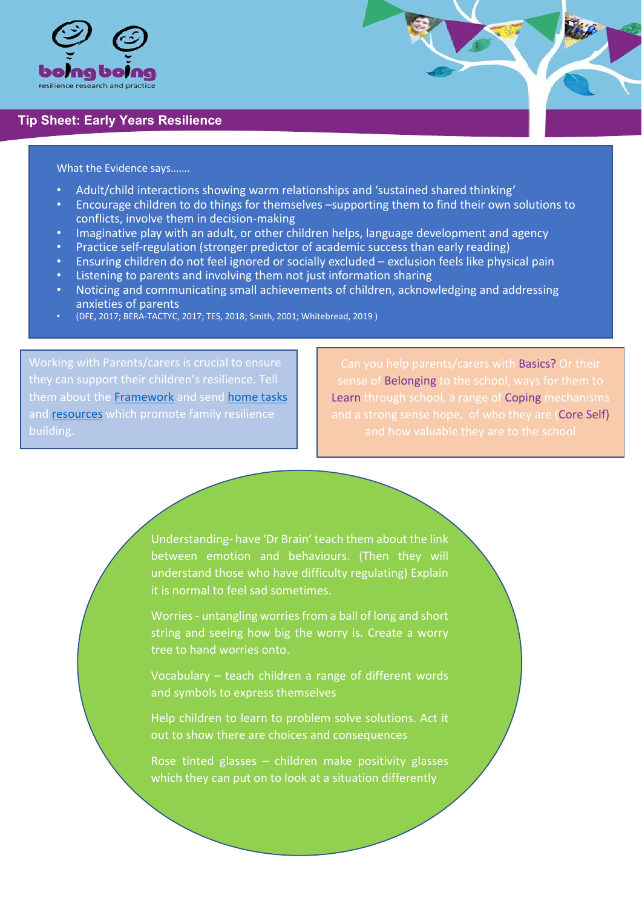boing boing
resilience research and practice

# Tip Sheet: Early Years Resilience

What the Evidence says…….

- Adult/child interactions showing warm relationships and 'sustained shared thinking'
- Encourage children to do things for themselves –supporting them to find their own solutions to conflicts, involve them in decision-making
- Imaginative play with an adult, or other children helps, language development and agency
- Practice self-regulation (stronger predictor of academic success than early reading)
- Ensuring children do not feel ignored or socially excluded – exclusion feels like physical pain
- Listening to parents and involving them not just information sharing
- Noticing and communicating small achievements of children, acknowledging and addressing anxieties of parents
- (DFE, 2017; BERA-TACTYC, 2017; TES, 2018; Smith, 2001; Whitebread, 2019 )

Working with Parents/carers is crucial to ensure they can support their children's resilience. Tell them about the Framework and send home tasks and resources which promote family resilience building.

Can you help parents/carers with Basics? Or their sense of Belonging to the school, ways for them to Learn through school, a range of Coping mechanisms and a strong sense hope, of who they are (Core Self) and how valuable they are to the school

Understanding- have 'Dr Brain' teach them about the link between emotion and behaviours. (Then they will understand those who have difficulty regulating) Explain it is normal to feel sad sometimes.

Worries - untangling worries from a ball of long and short string and seeing how big the worry is. Create a worry tree to hand worries onto.

Vocabulary – teach children a range of different words and symbols to express themselves

Help children to learn to problem solve solutions. Act it out to show there are choices and consequences

Rose tinted glasses – children make positivity glasses which they can put on to look at a situation differently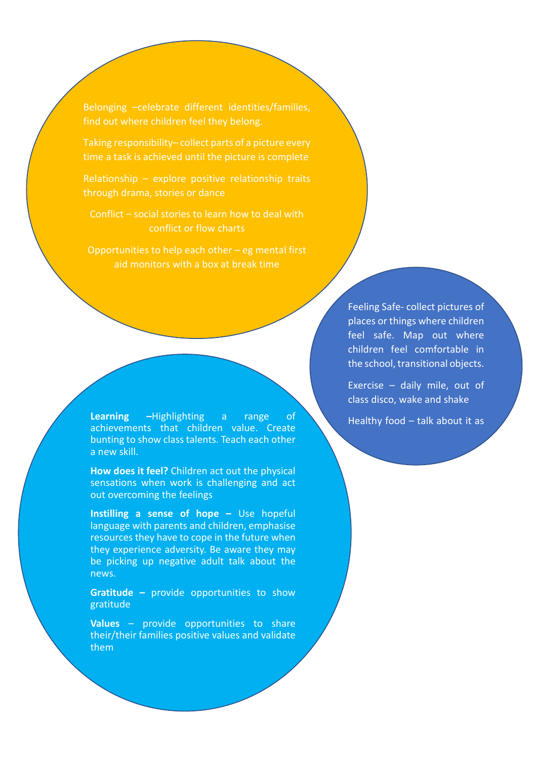Belonging –celebrate different identities/families, find out where children feel they belong.

Taking responsibility– collect parts of a picture every time a task is achieved until the picture is complete

Relationship – explore positive relationship traits through drama, stories or dance

Conflict – social stories to learn how to deal with conflict or flow charts

Opportunities to help each other – eg mental first aid monitors with a box at break time

Feeling Safe- collect pictures of places or things where children feel safe. Map out where children feel comfortable in the school, transitional objects.

Exercise – daily mile, out of class disco, wake and shake

Healthy food – talk about it as

**Learning** –Highlighting a range of achievements that children value. Create bunting to show class talents. Teach each other a new skill.

**How does it feel?** Children act out the physical sensations when work is challenging and act out overcoming the feelings

**Instilling a sense of hope –** Use hopeful language with parents and children, emphasise resources they have to cope in the future when they experience adversity. Be aware they may be picking up negative adult talk about the news.

**Gratitude –** provide opportunities to show gratitude

**Values** – provide opportunities to share their/their families positive values and validate them